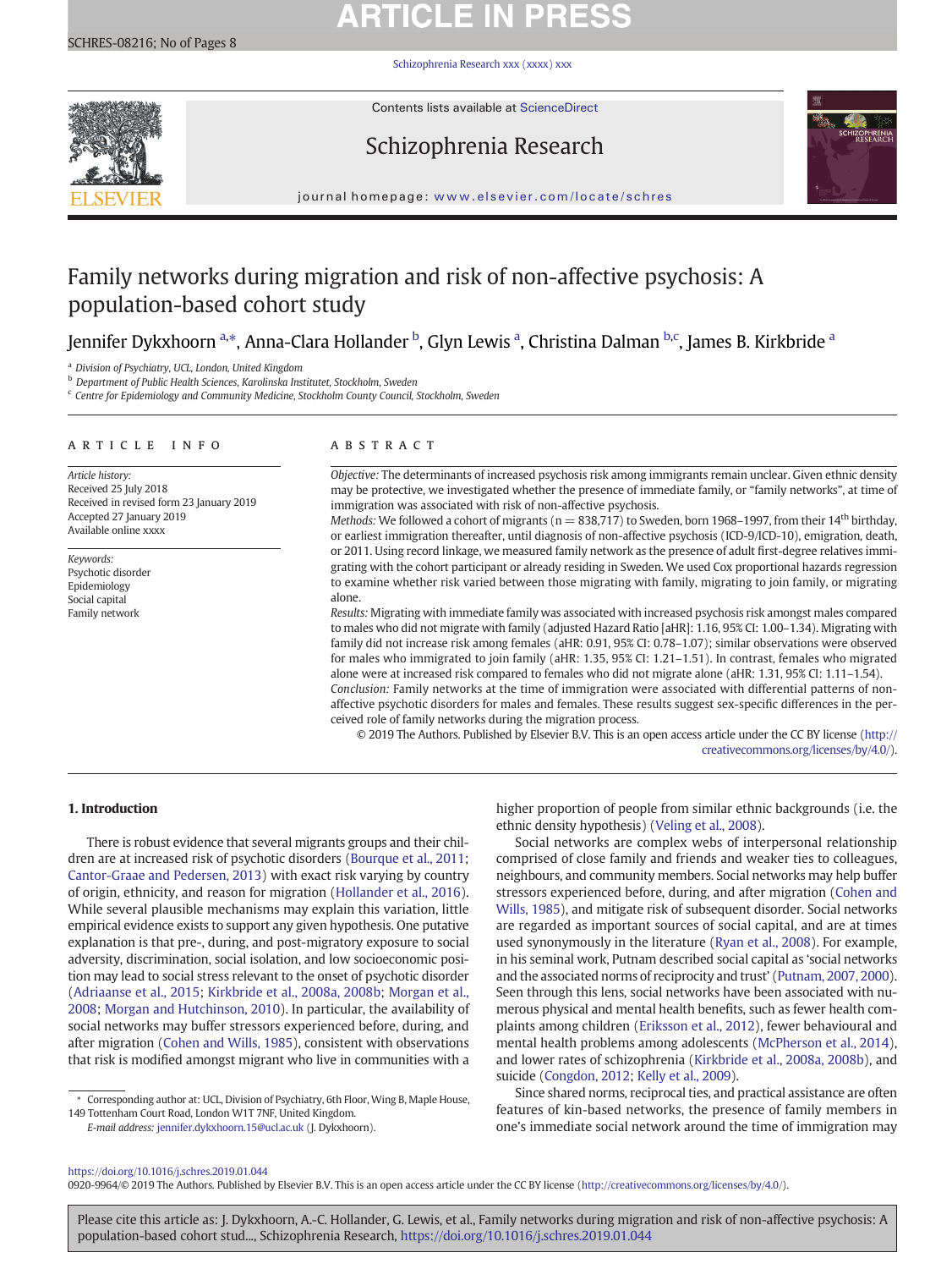# Family networks during migration and risk of non-affective psychosis: A population-based cohort study

Jennifer Dykxhoorn [a,*], Anna-Clara Hollander [b], Glyn Lewis [a], Christina Dalman [b,c], James B. Kirkbride [a]

[a] Division of Psychiatry, UCL, London, United Kingdom
[b] Department of Public Health Sciences, Karolinska Institutet, Stockholm, Sweden
[c] Centre for Epidemiology and Community Medicine, Stockholm County Council, Stockholm, Sweden

## ARTICLE INFO

*Article history:*
Received 25 July 2018
Received in revised form 23 January 2019
Accepted 27 January 2019
Available online xxxx

*Keywords:*
Psychotic disorder
Epidemiology
Social capital
Family network

## ABSTRACT

*Objective:* The determinants of increased psychosis risk among immigrants remain unclear. Given ethnic density may be protective, we investigated whether the presence of immediate family, or "family networks", at time of immigration was associated with risk of non-affective psychosis.

*Methods:* We followed a cohort of migrants (n = 838,717) to Sweden, born 1968–1997, from their 14th birthday, or earliest immigration thereafter, until diagnosis of non-affective psychosis (ICD-9/ICD-10), emigration, death, or 2011. Using record linkage, we measured family network as the presence of adult first-degree relatives immigrating with the cohort participant or already residing in Sweden. We used Cox proportional hazards regression to examine whether risk varied between those migrating with family, migrating to join family, or migrating alone.

*Results:* Migrating with immediate family was associated with increased psychosis risk amongst males compared to males who did not migrate with family (adjusted Hazard Ratio [aHR]: 1.16, 95% CI: 1.00–1.34). Migrating with family did not increase risk among females (aHR: 0.91, 95% CI: 0.78–1.07); similar observations were observed for males who immigrated to join family (aHR: 1.35, 95% CI: 1.21–1.51). In contrast, females who migrated alone were at increased risk compared to females who did not migrate alone (aHR: 1.31, 95% CI: 1.11–1.54).

*Conclusion:* Family networks at the time of immigration were associated with differential patterns of non-affective psychotic disorders for males and females. These results suggest sex-specific differences in the perceived role of family networks during the migration process.

© 2019 The Authors. Published by Elsevier B.V. This is an open access article under the CC BY license (http://creativecommons.org/licenses/by/4.0/).

## 1. Introduction

There is robust evidence that several migrants groups and their children are at increased risk of psychotic disorders (Bourque et al., 2011; Cantor-Graae and Pedersen, 2013) with exact risk varying by country of origin, ethnicity, and reason for migration (Hollander et al., 2016). While several plausible mechanisms may explain this variation, little empirical evidence exists to support any given hypothesis. One putative explanation is that pre-, during, and post-migratory exposure to social adversity, discrimination, social isolation, and low socioeconomic position may lead to social stress relevant to the onset of psychotic disorder (Adriaanse et al., 2015; Kirkbride et al., 2008a, 2008b; Morgan et al., 2008; Morgan and Hutchinson, 2010). In particular, the availability of social networks may buffer stressors experienced before, during, and after migration (Cohen and Wills, 1985), consistent with observations that risk is modified amongst migrant who live in communities with a higher proportion of people from similar ethnic backgrounds (i.e. the ethnic density hypothesis) (Veling et al., 2008).

Social networks are complex webs of interpersonal relationship comprised of close family and friends and weaker ties to colleagues, neighbours, and community members. Social networks may help buffer stressors experienced before, during, and after migration (Cohen and Wills, 1985), and mitigate risk of subsequent disorder. Social networks are regarded as important sources of social capital, and are at times used synonymously in the literature (Ryan et al., 2008). For example, in his seminal work, Putnam described social capital as 'social networks and the associated norms of reciprocity and trust' (Putnam, 2007, 2000). Seen through this lens, social networks have been associated with numerous physical and mental health benefits, such as fewer health complaints among children (Eriksson et al., 2012), fewer behavioural and mental health problems among adolescents (McPherson et al., 2014), and lower rates of schizophrenia (Kirkbride et al., 2008a, 2008b), and suicide (Congdon, 2012; Kelly et al., 2009).

Since shared norms, reciprocal ties, and practical assistance are often features of kin-based networks, the presence of family members in one's immediate social network around the time of immigration may

\* Corresponding author at: UCL, Division of Psychiatry, 6th Floor, Wing B, Maple House, 149 Tottenham Court Road, London W1T 7NF, United Kingdom.
*E-mail address:* jennifer.dykxhoorn.15@ucl.ac.uk (J. Dykxhoorn).

https://doi.org/10.1016/j.schres.2019.01.044
0920-9964/© 2019 The Authors. Published by Elsevier B.V. This is an open access article under the CC BY license (http://creativecommons.org/licenses/by/4.0/).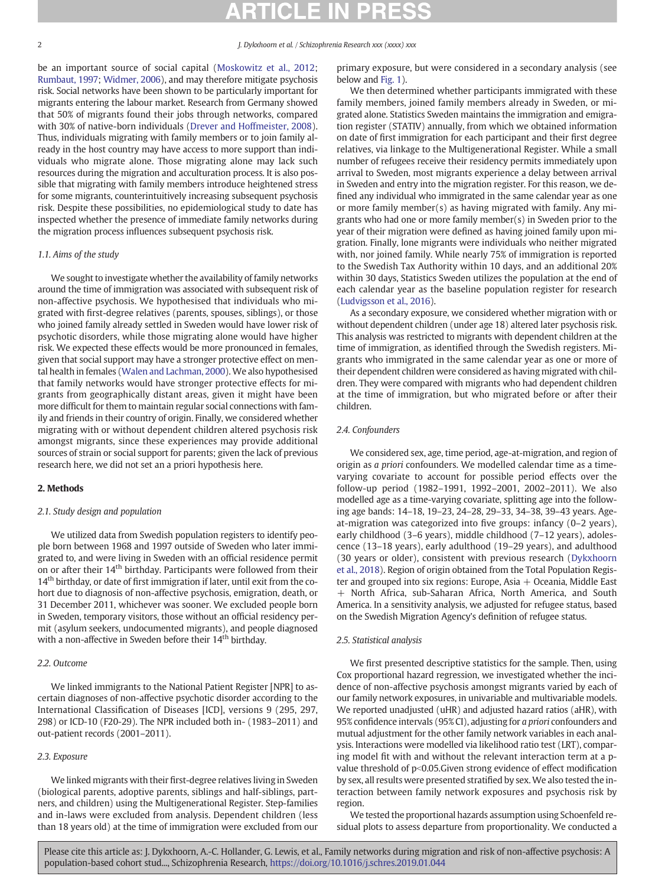be an important source of social capital (Moskowitz et al., 2012; Rumbaut, 1997; Widmer, 2006), and may therefore mitigate psychosis risk. Social networks have been shown to be particularly important for migrants entering the labour market. Research from Germany showed that 50% of migrants found their jobs through networks, compared with 30% of native-born individuals (Drever and Hoffmeister, 2008). Thus, individuals migrating with family members or to join family already in the host country may have access to more support than individuals who migrate alone. Those migrating alone may lack such resources during the migration and acculturation process. It is also possible that migrating with family members introduce heightened stress for some migrants, counterintuitively increasing subsequent psychosis risk. Despite these possibilities, no epidemiological study to date has inspected whether the presence of immediate family networks during the migration process influences subsequent psychosis risk.

### 1.1. Aims of the study

We sought to investigate whether the availability of family networks around the time of immigration was associated with subsequent risk of non-affective psychosis. We hypothesised that individuals who migrated with first-degree relatives (parents, spouses, siblings), or those who joined family already settled in Sweden would have lower risk of psychotic disorders, while those migrating alone would have higher risk. We expected these effects would be more pronounced in females, given that social support may have a stronger protective effect on mental health in females (Walen and Lachman, 2000). We also hypothesised that family networks would have stronger protective effects for migrants from geographically distant areas, given it might have been more difficult for them to maintain regular social connections with family and friends in their country of origin. Finally, we considered whether migrating with or without dependent children altered psychosis risk amongst migrants, since these experiences may provide additional sources of strain or social support for parents; given the lack of previous research here, we did not set an a priori hypothesis here.

## 2. Methods

### 2.1. Study design and population

We utilized data from Swedish population registers to identify people born between 1968 and 1997 outside of Sweden who later immigrated to, and were living in Sweden with an official residence permit on or after their 14th birthday. Participants were followed from their 14th birthday, or date of first immigration if later, until exit from the cohort due to diagnosis of non-affective psychosis, emigration, death, or 31 December 2011, whichever was sooner. We excluded people born in Sweden, temporary visitors, those without an official residency permit (asylum seekers, undocumented migrants), and people diagnosed with a non-affective in Sweden before their 14th birthday.

### 2.2. Outcome

We linked immigrants to the National Patient Register [NPR] to ascertain diagnoses of non-affective psychotic disorder according to the International Classification of Diseases [ICD], versions 9 (295, 297, 298) or ICD-10 (F20-29). The NPR included both in- (1983–2011) and out-patient records (2001–2011).

### 2.3. Exposure

We linked migrants with their first-degree relatives living in Sweden (biological parents, adoptive parents, siblings and half-siblings, partners, and children) using the Multigenerational Register. Step-families and in-laws were excluded from analysis. Dependent children (less than 18 years old) at the time of immigration were excluded from our primary exposure, but were considered in a secondary analysis (see below and Fig. 1).

We then determined whether participants immigrated with these family members, joined family members already in Sweden, or migrated alone. Statistics Sweden maintains the immigration and emigration register (STATIV) annually, from which we obtained information on date of first immigration for each participant and their first degree relatives, via linkage to the Multigenerational Register. While a small number of refugees receive their residency permits immediately upon arrival to Sweden, most migrants experience a delay between arrival in Sweden and entry into the migration register. For this reason, we defined any individual who immigrated in the same calendar year as one or more family member(s) as having migrated with family. Any migrants who had one or more family member(s) in Sweden prior to the year of their migration were defined as having joined family upon migration. Finally, lone migrants were individuals who neither migrated with, nor joined family. While nearly 75% of immigration is reported to the Swedish Tax Authority within 10 days, and an additional 20% within 30 days, Statistics Sweden utilizes the population at the end of each calendar year as the baseline population register for research (Ludvigsson et al., 2016).

As a secondary exposure, we considered whether migration with or without dependent children (under age 18) altered later psychosis risk. This analysis was restricted to migrants with dependent children at the time of immigration, as identified through the Swedish registers. Migrants who immigrated in the same calendar year as one or more of their dependent children were considered as having migrated with children. They were compared with migrants who had dependent children at the time of immigration, but who migrated before or after their children.

### 2.4. Confounders

We considered sex, age, time period, age-at-migration, and region of origin as *a priori* confounders. We modelled calendar time as a time-varying covariate to account for possible period effects over the follow-up period (1982–1991, 1992–2001, 2002–2011). We also modelled age as a time-varying covariate, splitting age into the following age bands: 14–18, 19–23, 24–28, 29–33, 34–38, 39–43 years. Age-at-migration was categorized into five groups: infancy (0–2 years), early childhood (3–6 years), middle childhood (7–12 years), adolescence (13–18 years), early adulthood (19–29 years), and adulthood (30 years or older), consistent with previous research (Dykxhoorn et al., 2018). Region of origin obtained from the Total Population Register and grouped into six regions: Europe, Asia + Oceania, Middle East + North Africa, sub-Saharan Africa, North America, and South America. In a sensitivity analysis, we adjusted for refugee status, based on the Swedish Migration Agency's definition of refugee status.

### 2.5. Statistical analysis

We first presented descriptive statistics for the sample. Then, using Cox proportional hazard regression, we investigated whether the incidence of non-affective psychosis amongst migrants varied by each of our family network exposures, in univariable and multivariable models. We reported unadjusted (uHR) and adjusted hazard ratios (aHR), with 95% confidence intervals (95% CI), adjusting for *a priori* confounders and mutual adjustment for the other family network variables in each analysis. Interactions were modelled via likelihood ratio test (LRT), comparing model fit with and without the relevant interaction term at a p-value threshold of $p<0.05$.Given strong evidence of effect modification by sex, all results were presented stratified by sex. We also tested the interaction between family network exposures and psychosis risk by region.

We tested the proportional hazards assumption using Schoenfeld residual plots to assess departure from proportionality. We conducted a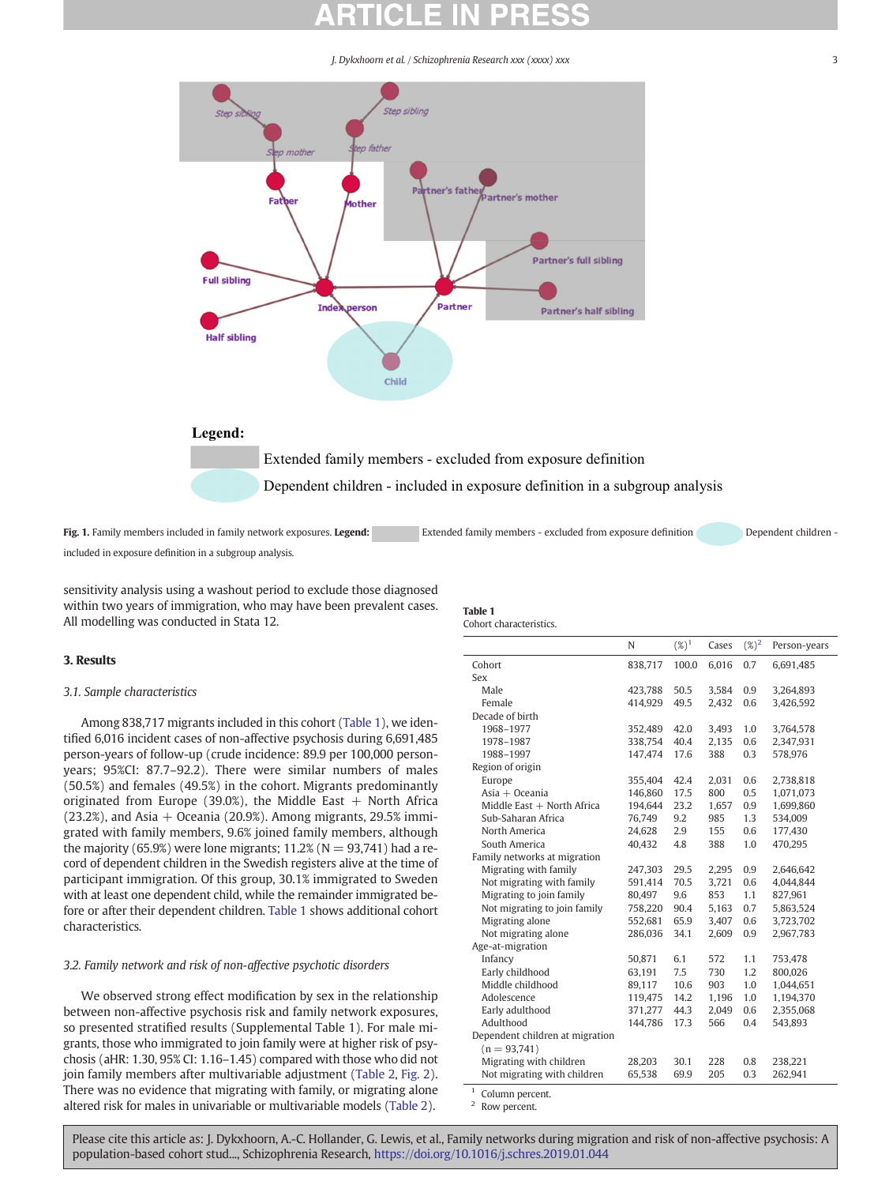Fig. 1. Family members included in family network exposures. **Legend:** Extended family members - excluded from exposure definition; Dependent children - included in exposure definition in a subgroup analysis.

sensitivity analysis using a washout period to exclude those diagnosed within two years of immigration, who may have been prevalent cases. All modelling was conducted in Stata 12.

## 3. Results

### *3.1. Sample characteristics*

Among 838,717 migrants included in this cohort (Table 1), we identified 6,016 incident cases of non-affective psychosis during 6,691,485 person-years of follow-up (crude incidence: 89.9 per 100,000 person-years; 95%CI: 87.7–92.2). There were similar numbers of males (50.5%) and females (49.5%) in the cohort. Migrants predominantly originated from Europe (39.0%), the Middle East + North Africa (23.2%), and Asia + Oceania (20.9%). Among migrants, 29.5% immigrated with family members, 9.6% joined family members, although the majority (65.9%) were lone migrants; 11.2% (N = 93,741) had a record of dependent children in the Swedish registers alive at the time of participant immigration. Of this group, 30.1% immigrated to Sweden with at least one dependent child, while the remainder immigrated before or after their dependent children. Table 1 shows additional cohort characteristics.

### *3.2. Family network and risk of non-affective psychotic disorders*

We observed strong effect modification by sex in the relationship between non-affective psychosis risk and family network exposures, so presented stratified results (Supplemental Table 1). For male migrants, those who immigrated to join family were at higher risk of psychosis (aHR: 1.30, 95% CI: 1.16–1.45) compared with those who did not join family members after multivariable adjustment (Table 2, Fig. 2). There was no evidence that migrating with family, or migrating alone altered risk for males in univariable or multivariable models (Table 2).

**Table 1**
Cohort characteristics.

| | N | (%)[1] | Cases | (%)[2] | Person-years |
|---|---|---|---|---|---|
| Cohort | 838,717 | 100.0 | 6,016 | 0.7 | 6,691,485 |
| Sex | | | | | |
| Male | 423,788 | 50.5 | 3,584 | 0.9 | 3,264,893 |
| Female | 414,929 | 49.5 | 2,432 | 0.6 | 3,426,592 |
| Decade of birth | | | | | |
| 1968–1977 | 352,489 | 42.0 | 3,493 | 1.0 | 3,764,578 |
| 1978–1987 | 338,754 | 40.4 | 2,135 | 0.6 | 2,347,931 |
| 1988–1997 | 147,474 | 17.6 | 388 | 0.3 | 578,976 |
| Region of origin | | | | | |
| Europe | 355,404 | 42.4 | 2,031 | 0.6 | 2,738,818 |
| Asia + Oceania | 146,860 | 17.5 | 800 | 0.5 | 1,071,073 |
| Middle East + North Africa | 194,644 | 23.2 | 1,657 | 0.9 | 1,699,860 |
| Sub-Saharan Africa | 76,749 | 9.2 | 985 | 1.3 | 534,009 |
| North America | 24,628 | 2.9 | 155 | 0.6 | 177,430 |
| South America | 40,432 | 4.8 | 388 | 1.0 | 470,295 |
| Family networks at migration | | | | | |
| Migrating with family | 247,303 | 29.5 | 2,295 | 0.9 | 2,646,642 |
| Not migrating with family | 591,414 | 70.5 | 3,721 | 0.6 | 4,044,844 |
| Migrating to join family | 80,497 | 9.6 | 853 | 1.1 | 827,961 |
| Not migrating to join family | 758,220 | 90.4 | 5,163 | 0.7 | 5,863,524 |
| Migrating alone | 552,681 | 65.9 | 3,407 | 0.6 | 3,723,702 |
| Not migrating alone | 286,036 | 34.1 | 2,609 | 0.9 | 2,967,783 |
| Age-at-migration | | | | | |
| Infancy | 50,871 | 6.1 | 572 | 1.1 | 753,478 |
| Early childhood | 63,191 | 7.5 | 730 | 1.2 | 800,026 |
| Middle childhood | 89,117 | 10.6 | 903 | 1.0 | 1,044,651 |
| Adolescence | 119,475 | 14.2 | 1,196 | 1.0 | 1,194,370 |
| Early adulthood | 371,277 | 44.3 | 2,049 | 0.6 | 2,355,068 |
| Adulthood | 144,786 | 17.3 | 566 | 0.4 | 543,893 |
| Dependent children at migration (n = 93,741) | | | | | |
| Migrating with children | 28,203 | 30.1 | 228 | 0.8 | 238,221 |
| Not migrating with children | 65,538 | 69.9 | 205 | 0.3 | 262,941 |

[1] Column percent.
[2] Row percent.

Please cite this article as: J. Dykxhoorn, A.-C. Hollander, G. Lewis, et al., Family networks during migration and risk of non-affective psychosis: A population-based cohort stud..., Schizophrenia Research, https://doi.org/10.1016/j.schres.2019.01.044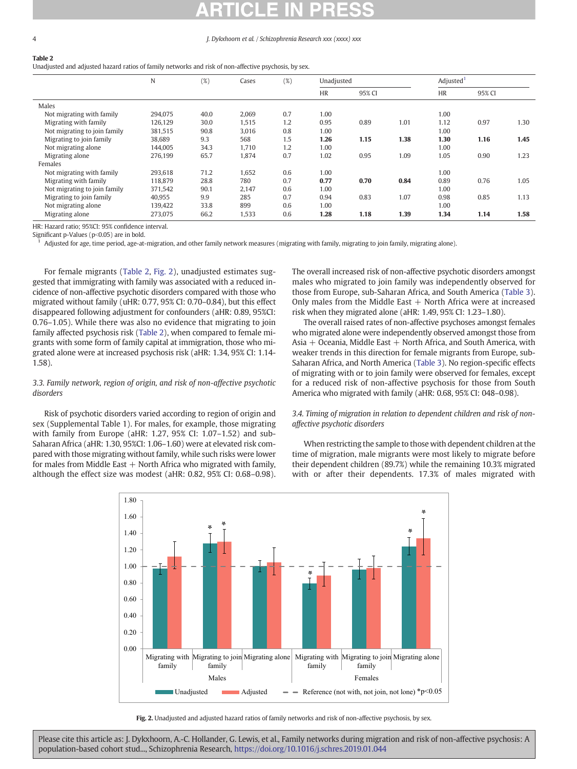**Table 2**
Unadjusted and adjusted hazard ratios of family networks and risk of non-affective psychosis, by sex.

| | N | (%) | Cases | (%) | Unadjusted | | | Adjusted[1] | | |
|---|---|---|---|---|---|---|---|---|---|---|
| | | | | | HR | 95% CI | | HR | 95% CI | |
| Males | | | | | | | | | | |
| Not migrating with family | 294,075 | 40.0 | 2,069 | 0.7 | 1.00 | | | 1.00 | | |
| Migrating with family | 126,129 | 30.0 | 1,515 | 1.2 | 0.95 | 0.89 | 1.01 | 1.12 | 0.97 | 1.30 |
| Not migrating to join family | 381,515 | 90.8 | 3,016 | 0.8 | 1.00 | | | 1.00 | | |
| Migrating to join family | 38,689 | 9.3 | 568 | 1.5 | **1.26** | **1.15** | **1.38** | **1.30** | **1.16** | **1.45** |
| Not migrating alone | 144,005 | 34.3 | 1,710 | 1.2 | 1.00 | | | 1.00 | | |
| Migrating alone | 276,199 | 65.7 | 1,874 | 0.7 | 1.02 | 0.95 | 1.09 | 1.05 | 0.90 | 1.23 |
| Females | | | | | | | | | | |
| Not migrating with family | 293,618 | 71.2 | 1,652 | 0.6 | 1.00 | | | 1.00 | | |
| Migrating with family | 118,879 | 28.8 | 780 | 0.7 | **0.77** | **0.70** | **0.84** | 0.89 | 0.76 | 1.05 |
| Not migrating to join family | 371,542 | 90.1 | 2,147 | 0.6 | 1.00 | | | 1.00 | | |
| Migrating to join family | 40,955 | 9.9 | 285 | 0.7 | 0.94 | 0.83 | 1.07 | 0.98 | 0.85 | 1.13 |
| Not migrating alone | 139,422 | 33.8 | 899 | 0.6 | 1.00 | | | 1.00 | | |
| Migrating alone | 273,075 | 66.2 | 1,533 | 0.6 | **1.28** | **1.18** | **1.39** | **1.34** | **1.14** | **1.58** |

HR: Hazard ratio; 95%CI: 95% confidence interval.
Significant p-Values ($p<0.05$) are in bold.
[1] Adjusted for age, time period, age-at-migration, and other family network measures (migrating with family, migrating to join family, migrating alone).

For female migrants (Table 2, Fig. 2), unadjusted estimates suggested that immigrating with family was associated with a reduced incidence of non-affective psychotic disorders compared with those who migrated without family (uHR: 0.77, 95% CI: 0.70–0.84), but this effect disappeared following adjustment for confounders (aHR: 0.89, 95%CI: 0.76–1.05). While there was also no evidence that migrating to join family affected psychosis risk (Table 2), when compared to female migrants with some form of family capital at immigration, those who migrated alone were at increased psychosis risk (aHR: 1.34, 95% CI: 1.14-1.58).

### 3.3. Family network, region of origin, and risk of non-affective psychotic disorders

Risk of psychotic disorders varied according to region of origin and sex (Supplemental Table 1). For males, for example, those migrating with family from Europe (aHR: 1.27, 95% CI: 1.07–1.52) and sub-Saharan Africa (aHR: 1.30, 95%CI: 1.06–1.60) were at elevated risk compared with those migrating without family, while such risks were lower for males from Middle East + North Africa who migrated with family, although the effect size was modest (aHR: 0.82, 95% CI: 0.68–0.98). The overall increased risk of non-affective psychotic disorders amongst males who migrated to join family was independently observed for those from Europe, sub-Saharan Africa, and South America (Table 3). Only males from the Middle East + North Africa were at increased risk when they migrated alone (aHR: 1.49, 95% CI: 1.23–1.80).

The overall raised rates of non-affective psychoses amongst females who migrated alone were independently observed amongst those from Asia + Oceania, Middle East + North Africa, and South America, with weaker trends in this direction for female migrants from Europe, sub-Saharan Africa, and North America (Table 3). No region-specific effects of migrating with or to join family were observed for females, except for a reduced risk of non-affective psychosis for those from South America who migrated with family (aHR: 0.68, 95% CI: 048–0.98).

### 3.4. Timing of migration in relation to dependent children and risk of non-affective psychotic disorders

When restricting the sample to those with dependent children at the time of migration, male migrants were most likely to migrate before their dependent children (89.7%) while the remaining 10.3% migrated with or after their dependents. 17.3% of males migrated with

**Fig. 2.** Unadjusted and adjusted hazard ratios of family networks and risk of non-affective psychosis, by sex.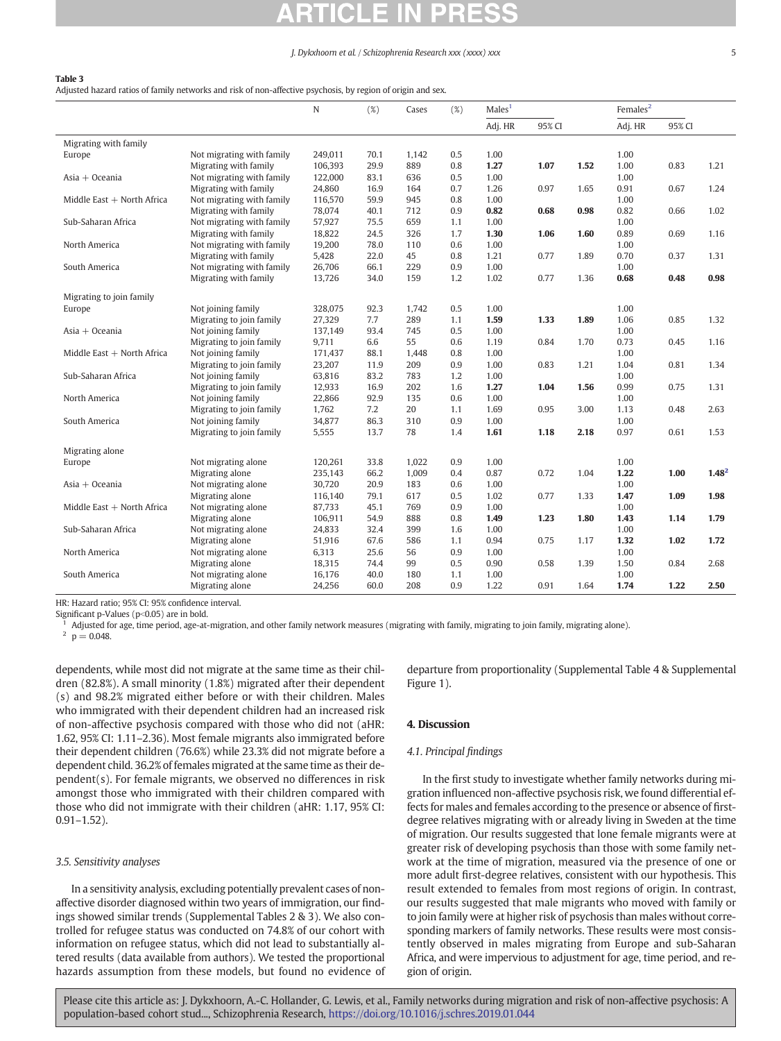**Table 3**
Adjusted hazard ratios of family networks and risk of non-affective psychosis, by region of origin and sex.

| | | N | (%) | Cases | (%) | Males[1] | | | Females[2] | | |
|---|---|---|---|---|---|---|---|---|---|---|---|
| | | | | | | Adj. HR | 95% CI | | Adj. HR | 95% CI | |
| Migrating with family | | | | | | | | | | | |
| Europe | Not migrating with family | 249,011 | 70.1 | 1,142 | 0.5 | 1.00 | | | 1.00 | | |
| | Migrating with family | 106,393 | 29.9 | 889 | 0.8 | **1.27** | **1.07** | **1.52** | 1.00 | 0.83 | 1.21 |
| Asia + Oceania | Not migrating with family | 122,000 | 83.1 | 636 | 0.5 | 1.00 | | | 1.00 | | |
| | Migrating with family | 24,860 | 16.9 | 164 | 0.7 | 1.26 | 0.97 | 1.65 | 0.91 | 0.67 | 1.24 |
| Middle East + North Africa | Not migrating with family | 116,570 | 59.9 | 945 | 0.8 | 1.00 | | | 1.00 | | |
| | Migrating with family | 78,074 | 40.1 | 712 | 0.9 | **0.82** | **0.68** | **0.98** | 0.82 | 0.66 | 1.02 |
| Sub-Saharan Africa | Not migrating with family | 57,927 | 75.5 | 659 | 1.1 | 1.00 | | | 1.00 | | |
| | Migrating with family | 18,822 | 24.5 | 326 | 1.7 | **1.30** | **1.06** | **1.60** | 0.89 | 0.69 | 1.16 |
| North America | Not migrating with family | 19,200 | 78.0 | 110 | 0.6 | 1.00 | | | 1.00 | | |
| | Migrating with family | 5,428 | 22.0 | 45 | 0.8 | 1.21 | 0.77 | 1.89 | 0.70 | 0.37 | 1.31 |
| South America | Not migrating with family | 26,706 | 66.1 | 229 | 0.9 | 1.00 | | | 1.00 | | |
| | Migrating with family | 13,726 | 34.0 | 159 | 1.2 | 1.02 | 0.77 | 1.36 | **0.68** | **0.48** | **0.98** |
| Migrating to join family | | | | | | | | | | | |
| Europe | Not joining family | 328,075 | 92.3 | 1,742 | 0.5 | 1.00 | | | 1.00 | | |
| | Migrating to join family | 27,329 | 7.7 | 289 | 1.1 | **1.59** | **1.33** | **1.89** | 1.06 | 0.85 | 1.32 |
| Asia + Oceania | Not joining family | 137,149 | 93.4 | 745 | 0.5 | 1.00 | | | 1.00 | | |
| | Migrating to join family | 9,711 | 6.6 | 55 | 0.6 | 1.19 | 0.84 | 1.70 | 0.73 | 0.45 | 1.16 |
| Middle East + North Africa | Not joining family | 171,437 | 88.1 | 1,448 | 0.8 | 1.00 | | | 1.00 | | |
| | Migrating to join family | 23,207 | 11.9 | 209 | 0.9 | 1.00 | 0.83 | 1.21 | 1.04 | 0.81 | 1.34 |
| Sub-Saharan Africa | Not joining family | 63,816 | 83.2 | 783 | 1.2 | 1.00 | | | 1.00 | | |
| | Migrating to join family | 12,933 | 16.9 | 202 | 1.6 | **1.27** | **1.04** | **1.56** | 0.99 | 0.75 | 1.31 |
| North America | Not joining family | 22,866 | 92.9 | 135 | 0.6 | 1.00 | | | 1.00 | | |
| | Migrating to join family | 1,762 | 7.2 | 20 | 1.1 | 1.69 | 0.95 | 3.00 | 1.13 | 0.48 | 2.63 |
| South America | Not joining family | 34,877 | 86.3 | 310 | 0.9 | 1.00 | | | 1.00 | | |
| | Migrating to join family | 5,555 | 13.7 | 78 | 1.4 | **1.61** | **1.18** | **2.18** | 0.97 | 0.61 | 1.53 |
| Migrating alone | | | | | | | | | | | |
| Europe | Not migrating alone | 120,261 | 33.8 | 1,022 | 0.9 | 1.00 | | | 1.00 | | |
| | Migrating alone | 235,143 | 66.2 | 1,009 | 0.4 | 0.87 | 0.72 | 1.04 | **1.22** | **1.00** | **1.48**[2] |
| Asia + Oceania | Not migrating alone | 30,720 | 20.9 | 183 | 0.6 | 1.00 | | | 1.00 | | |
| | Migrating alone | 116,140 | 79.1 | 617 | 0.5 | 1.02 | 0.77 | 1.33 | **1.47** | **1.09** | **1.98** |
| Middle East + North Africa | Not migrating alone | 87,733 | 45.1 | 769 | 0.9 | 1.00 | | | 1.00 | | |
| | Migrating alone | 106,911 | 54.9 | 888 | 0.8 | **1.49** | **1.23** | **1.80** | **1.43** | **1.14** | **1.79** |
| Sub-Saharan Africa | Not migrating alone | 24,833 | 32.4 | 399 | 1.6 | 1.00 | | | 1.00 | | |
| | Migrating alone | 51,916 | 67.6 | 586 | 1.1 | 0.94 | 0.75 | 1.17 | **1.32** | **1.02** | **1.72** |
| North America | Not migrating alone | 6,313 | 25.6 | 56 | 0.9 | 1.00 | | | 1.00 | | |
| | Migrating alone | 18,315 | 74.4 | 99 | 0.5 | 0.90 | 0.58 | 1.39 | 1.50 | 0.84 | 2.68 |
| South America | Not migrating alone | 16,176 | 40.0 | 180 | 1.1 | 1.00 | | | 1.00 | | |
| | Migrating alone | 24,256 | 60.0 | 208 | 0.9 | 1.22 | 0.91 | 1.64 | **1.74** | **1.22** | **2.50** |

HR: Hazard ratio; 95% CI: 95% confidence interval.
Significant p-Values ($p<0.05$) are in bold.
[1] Adjusted for age, time period, age-at-migration, and other family network measures (migrating with family, migrating to join family, migrating alone).
[2] $p = 0.048$.

dependents, while most did not migrate at the same time as their children (82.8%). A small minority (1.8%) migrated after their dependent(s) and 98.2% migrated either before or with their children. Males who immigrated with their dependent children had an increased risk of non-affective psychosis compared with those who did not (aHR: 1.62, 95% CI: 1.11–2.36). Most female migrants also immigrated before their dependent children (76.6%) while 23.3% did not migrate before a dependent child. 36.2% of females migrated at the same time as their dependent(s). For female migrants, we observed no differences in risk amongst those who immigrated with their children compared with those who did not immigrate with their children (aHR: 1.17, 95% CI: 0.91–1.52).

### 3.5. Sensitivity analyses

In a sensitivity analysis, excluding potentially prevalent cases of non-affective disorder diagnosed within two years of immigration, our findings showed similar trends (Supplemental Tables 2 & 3). We also controlled for refugee status was conducted on 74.8% of our cohort with information on refugee status, which did not lead to substantially altered results (data available from authors). We tested the proportional hazards assumption from these models, but found no evidence of departure from proportionality (Supplemental Table 4 & Supplemental Figure 1).

## 4. Discussion

### 4.1. Principal findings

In the first study to investigate whether family networks during migration influenced non-affective psychosis risk, we found differential effects for males and females according to the presence or absence of first-degree relatives migrating with or already living in Sweden at the time of migration. Our results suggested that lone female migrants were at greater risk of developing psychosis than those with some family network at the time of migration, measured via the presence of one or more adult first-degree relatives, consistent with our hypothesis. This result extended to females from most regions of origin. In contrast, our results suggested that male migrants who moved with family or to join family were at higher risk of psychosis than males without corresponding markers of family networks. These results were most consistently observed in males migrating from Europe and sub-Saharan Africa, and were impervious to adjustment for age, time period, and region of origin.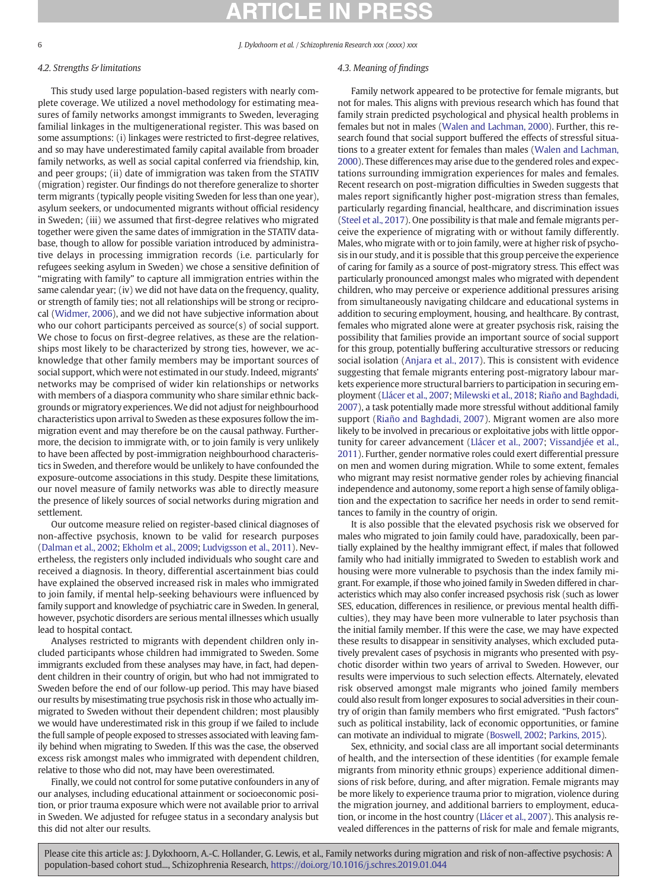### 4.2. Strengths & limitations

This study used large population-based registers with nearly complete coverage. We utilized a novel methodology for estimating measures of family networks amongst immigrants to Sweden, leveraging familial linkages in the multigenerational register. This was based on some assumptions: (i) linkages were restricted to first-degree relatives, and so may have underestimated family capital available from broader family networks, as well as social capital conferred via friendship, kin, and peer groups; (ii) date of immigration was taken from the STATIV (migration) register. Our findings do not therefore generalize to shorter term migrants (typically people visiting Sweden for less than one year), asylum seekers, or undocumented migrants without official residency in Sweden; (iii) we assumed that first-degree relatives who migrated together were given the same dates of immigration in the STATIV database, though to allow for possible variation introduced by administrative delays in processing immigration records (i.e. particularly for refugees seeking asylum in Sweden) we chose a sensitive definition of "migrating with family" to capture all immigration entries within the same calendar year; (iv) we did not have data on the frequency, quality, or strength of family ties; not all relationships will be strong or reciprocal (Widmer, 2006), and we did not have subjective information about who our cohort participants perceived as source(s) of social support. We chose to focus on first-degree relatives, as these are the relationships most likely to be characterized by strong ties, however, we acknowledge that other family members may be important sources of social support, which were not estimated in our study. Indeed, migrants' networks may be comprised of wider kin relationships or networks with members of a diaspora community who share similar ethnic backgrounds or migratory experiences. We did not adjust for neighbourhood characteristics upon arrival to Sweden as these exposures follow the immigration event and may therefore be on the causal pathway. Furthermore, the decision to immigrate with, or to join family is very unlikely to have been affected by post-immigration neighbourhood characteristics in Sweden, and therefore would be unlikely to have confounded the exposure-outcome associations in this study. Despite these limitations, our novel measure of family networks was able to directly measure the presence of likely sources of social networks during migration and settlement.

Our outcome measure relied on register-based clinical diagnoses of non-affective psychosis, known to be valid for research purposes (Dalman et al., 2002; Ekholm et al., 2009; Ludvigsson et al., 2011). Nevertheless, the registers only included individuals who sought care and received a diagnosis. In theory, differential ascertainment bias could have explained the observed increased risk in males who immigrated to join family, if mental help-seeking behaviours were influenced by family support and knowledge of psychiatric care in Sweden. In general, however, psychotic disorders are serious mental illnesses which usually lead to hospital contact.

Analyses restricted to migrants with dependent children only included participants whose children had immigrated to Sweden. Some immigrants excluded from these analyses may have, in fact, had dependent children in their country of origin, but who had not immigrated to Sweden before the end of our follow-up period. This may have biased our results by misestimating true psychosis risk in those who actually immigrated to Sweden without their dependent children; most plausibly we would have underestimated risk in this group if we failed to include the full sample of people exposed to stresses associated with leaving family behind when migrating to Sweden. If this was the case, the observed excess risk amongst males who immigrated with dependent children, relative to those who did not, may have been overestimated.

Finally, we could not control for some putative confounders in any of our analyses, including educational attainment or socioeconomic position, or prior trauma exposure which were not available prior to arrival in Sweden. We adjusted for refugee status in a secondary analysis but this did not alter our results.

### 4.3. Meaning of findings

Family network appeared to be protective for female migrants, but not for males. This aligns with previous research which has found that family strain predicted psychological and physical health problems in females but not in males (Walen and Lachman, 2000). Further, this research found that social support buffered the effects of stressful situations to a greater extent for females than males (Walen and Lachman, 2000). These differences may arise due to the gendered roles and expectations surrounding immigration experiences for males and females. Recent research on post-migration difficulties in Sweden suggests that males report significantly higher post-migration stress than females, particularly regarding financial, healthcare, and discrimination issues (Steel et al., 2017). One possibility is that male and female migrants perceive the experience of migrating with or without family differently. Males, who migrate with or to join family, were at higher risk of psychosis in our study, and it is possible that this group perceive the experience of caring for family as a source of post-migratory stress. This effect was particularly pronounced amongst males who migrated with dependent children, who may perceive or experience additional pressures arising from simultaneously navigating childcare and educational systems in addition to securing employment, housing, and healthcare. By contrast, females who migrated alone were at greater psychosis risk, raising the possibility that families provide an important source of social support for this group, potentially buffering acculturative stressors or reducing social isolation (Anjara et al., 2017). This is consistent with evidence suggesting that female migrants entering post-migratory labour markets experience more structural barriers to participation in securing employment (Llácer et al., 2007; Milewski et al., 2018; Riaño and Baghdadi, 2007), a task potentially made more stressful without additional family support (Riaño and Baghdadi, 2007). Migrant women are also more likely to be involved in precarious or exploitative jobs with little opportunity for career advancement (Llácer et al., 2007; Vissandjée et al., 2011). Further, gender normative roles could exert differential pressure on men and women during migration. While to some extent, females who migrant may resist normative gender roles by achieving financial independence and autonomy, some report a high sense of family obligation and the expectation to sacrifice her needs in order to send remittances to family in the country of origin.

It is also possible that the elevated psychosis risk we observed for males who migrated to join family could have, paradoxically, been partially explained by the healthy immigrant effect, if males that followed family who had initially immigrated to Sweden to establish work and housing were more vulnerable to psychosis than the index family migrant. For example, if those who joined family in Sweden differed in characteristics which may also confer increased psychosis risk (such as lower SES, education, differences in resilience, or previous mental health difficulties), they may have been more vulnerable to later psychosis than the initial family member. If this were the case, we may have expected these results to disappear in sensitivity analyses, which excluded putatively prevalent cases of psychosis in migrants who presented with psychotic disorder within two years of arrival to Sweden. However, our results were impervious to such selection effects. Alternately, elevated risk observed amongst male migrants who joined family members could also result from longer exposures to social adversities in their country of origin than family members who first emigrated. "Push factors" such as political instability, lack of economic opportunities, or famine can motivate an individual to migrate (Boswell, 2002; Parkins, 2015).

Sex, ethnicity, and social class are all important social determinants of health, and the intersection of these identities (for example female migrants from minority ethnic groups) experience additional dimensions of risk before, during, and after migration. Female migrants may be more likely to experience trauma prior to migration, violence during the migration journey, and additional barriers to employment, education, or income in the host country (Llácer et al., 2007). This analysis revealed differences in the patterns of risk for male and female migrants,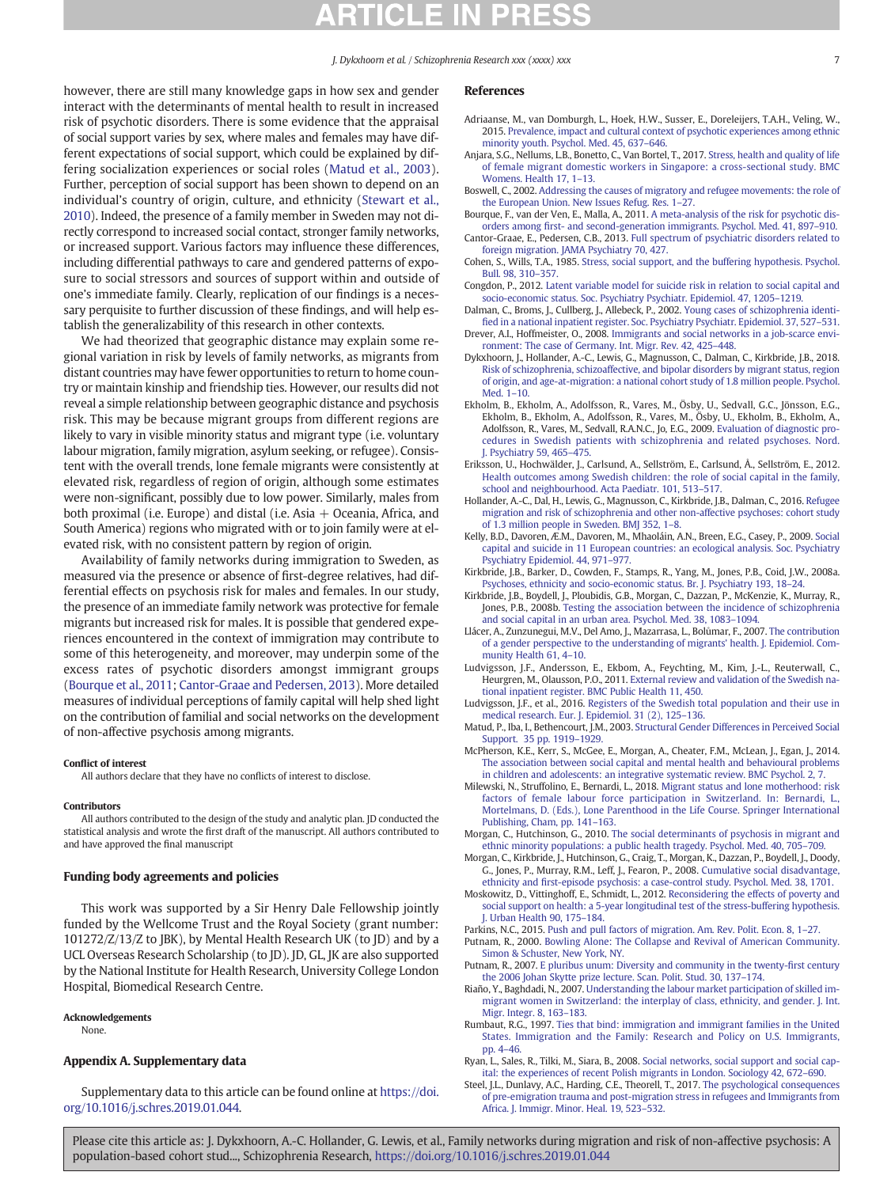however, there are still many knowledge gaps in how sex and gender interact with the determinants of mental health to result in increased risk of psychotic disorders. There is some evidence that the appraisal of social support varies by sex, where males and females may have different expectations of social support, which could be explained by differing socialization experiences or social roles (Matud et al., 2003). Further, perception of social support has been shown to depend on an individual's country of origin, culture, and ethnicity (Stewart et al., 2010). Indeed, the presence of a family member in Sweden may not directly correspond to increased social contact, stronger family networks, or increased support. Various factors may influence these differences, including differential pathways to care and gendered patterns of exposure to social stressors and sources of support within and outside of one's immediate family. Clearly, replication of our findings is a necessary perquisite to further discussion of these findings, and will help establish the generalizability of this research in other contexts.

We had theorized that geographic distance may explain some regional variation in risk by levels of family networks, as migrants from distant countries may have fewer opportunities to return to home country or maintain kinship and friendship ties. However, our results did not reveal a simple relationship between geographic distance and psychosis risk. This may be because migrant groups from different regions are likely to vary in visible minority status and migrant type (i.e. voluntary labour migration, family migration, asylum seeking, or refugee). Consistent with the overall trends, lone female migrants were consistently at elevated risk, regardless of region of origin, although some estimates were non-significant, possibly due to low power. Similarly, males from both proximal (i.e. Europe) and distal (i.e. Asia + Oceania, Africa, and South America) regions who migrated with or to join family were at elevated risk, with no consistent pattern by region of origin.

Availability of family networks during immigration to Sweden, as measured via the presence or absence of first-degree relatives, had differential effects on psychosis risk for males and females. In our study, the presence of an immediate family network was protective for female migrants but increased risk for males. It is possible that gendered experiences encountered in the context of immigration may contribute to some of this heterogeneity, and moreover, may underpin some of the excess rates of psychotic disorders amongst immigrant groups (Bourque et al., 2011; Cantor-Graae and Pedersen, 2013). More detailed measures of individual perceptions of family capital will help shed light on the contribution of familial and social networks on the development of non-affective psychosis among migrants.

**Conflict of interest**

All authors declare that they have no conflicts of interest to disclose.

**Contributors**

All authors contributed to the design of the study and analytic plan. JD conducted the statistical analysis and wrote the first draft of the manuscript. All authors contributed to and have approved the final manuscript

## Funding body agreements and policies

This work was supported by a Sir Henry Dale Fellowship jointly funded by the Wellcome Trust and the Royal Society (grant number: 101272/Z/13/Z to JBK), by Mental Health Research UK (to JD) and by a UCL Overseas Research Scholarship (to JD). JD, GL, JK are also supported by the National Institute for Health Research, University College London Hospital, Biomedical Research Centre.

**Acknowledgements**

None.

## Appendix A. Supplementary data

Supplementary data to this article can be found online at https://doi.org/10.1016/j.schres.2019.01.044.

## References

Adriaanse, M., van Domburgh, L., Hoek, H.W., Susser, E., Doreleijers, T.A.H., Veling, W., 2015. Prevalence, impact and cultural context of psychotic experiences among ethnic minority youth. Psychol. Med. 45, 637–646.

Anjara, S.G., Nellums, L.B., Bonetto, C., Van Bortel, T., 2017. Stress, health and quality of life of female migrant domestic workers in Singapore: a cross-sectional study. BMC Womens. Health 17, 1–13.

Boswell, C., 2002. Addressing the causes of migratory and refugee movements: the role of the European Union. New Issues Refug. Res. 1–27.

Bourque, F., van der Ven, E., Malla, A., 2011. A meta-analysis of the risk for psychotic disorders among first- and second-generation immigrants. Psychol. Med. 41, 897–910.

Cantor-Graae, E., Pedersen, C.B., 2013. Full spectrum of psychiatric disorders related to foreign migration. JAMA Psychiatry 70, 427.

Cohen, S., Wills, T.A., 1985. Stress, social support, and the buffering hypothesis. Psychol. Bull. 98, 310–357.

Congdon, P., 2012. Latent variable model for suicide risk in relation to social capital and socio-economic status. Soc. Psychiatry Psychiatr. Epidemiol. 47, 1205–1219.

Dalman, C., Broms, J., Cullberg, J., Allebeck, P., 2002. Young cases of schizophrenia identified in a national inpatient register. Soc. Psychiatry Psychiatr. Epidemiol. 37, 527–531.

Drever, A.I., Hoffmeister, O., 2008. Immigrants and social networks in a job-scarce environment: The case of Germany. Int. Migr. Rev. 42, 425–448.

Dykxhoorn, J., Hollander, A.-C., Lewis, G., Magnusson, C., Dalman, C., Kirkbride, J.B., 2018. Risk of schizophrenia, schizoaffective, and bipolar disorders by migrant status, region of origin, and age-at-migration: a national cohort study of 1.8 million people. Psychol. Med. 1–10.

Ekholm, B., Ekholm, A., Adolfsson, R., Vares, M., Ösby, U., Sedvall, G.C., Jönsson, E.G., Ekholm, B., Ekholm, A., Adolfsson, R., Vares, M., Ösby, U., Ekholm, B., Ekholm, A., Adolfsson, R., Vares, M., Sedvall, R.A.N.C., Jo, E.G., 2009. Evaluation of diagnostic procedures in Swedish patients with schizophrenia and related psychoses. Nord. J. Psychiatry 59, 465–475.

Eriksson, U., Hochwälder, J., Carlsund, A., Sellström, E., Carlsund, Å., Sellström, E., 2012. Health outcomes among Swedish children: the role of social capital in the family, school and neighbourhood. Acta Paediatr. 101, 513–517.

Hollander, A.-C., Dal, H., Lewis, G., Magnusson, C., Kirkbride, J.B., Dalman, C., 2016. Refugee migration and risk of schizophrenia and other non-affective psychoses: cohort study of 1.3 million people in Sweden. BMJ 352, 1–8.

Kelly, B.D., Davoren, Æ.M., Davoren, M., Mhaoláin, A.N., Breen, E.G., Casey, P., 2009. Social capital and suicide in 11 European countries: an ecological analysis. Soc. Psychiatry Psychiatr Epidemiol. 44, 971–977.

Kirkbride, J.B., Barker, D., Cowden, F., Stamps, R., Yang, M., Jones, P.B., Coid, J.W., 2008a. Psychoses, ethnicity and socio-economic status. Br. J. Psychiatry 193, 18–24.

Kirkbride, J.B., Boydell, J., Ploubidis, G.B., Morgan, C., Dazzan, P., McKenzie, K., Murray, R., Jones, P.B., 2008b. Testing the association between the incidence of schizophrenia and social capital in an urban area. Psychol. Med. 38, 1083–1094.

Llácer, A., Zunzunegui, M.V., Del Amo, J., Mazarrasa, L., Bolůmar, F., 2007. The contribution of a gender perspective to the understanding of migrants' health. J. Epidemiol. Community Health 61, 4–10.

Ludvigsson, J.F., Andersson, E., Ekbom, A., Feychting, M., Kim, J.-L., Reuterwall, C., Heurgren, M., Olausson, P.O., 2011. External review and validation of the Swedish national inpatient register. BMC Public Health 11, 450.

Ludvigsson, J.F., et al., 2016. Registers of the Swedish total population and their use in medical research. Eur. J. Epidemiol. 31 (2), 125–136.

Matud, P., Iba, I., Bethencourt, J.M., 2003. Structural Gender Differences in Perceived Social Support. 35 pp. 1919–1929.

McPherson, K.E., Kerr, S., McGee, E., Morgan, A., Cheater, F.M., McLean, J., Egan, J., 2014. The association between social capital and mental health and behavioural problems in children and adolescents: an integrative systematic review. BMC Psychol. 2, 7.

Milewski, N., Struffolino, E., Bernardi, L., 2018. Migrant status and lone motherhood: risk factors of female labour force participation in Switzerland. In: Bernardi, L., Mortelmans, D. (Eds.), Lone Parenthood in the Life Course. Springer International Publishing, Cham, pp. 141–163.

Morgan, C., Hutchinson, G., 2010. The social determinants of psychosis in migrant and ethnic minority populations: a public health tragedy. Psychol. Med. 40, 705–709.

Morgan, C., Kirkbride, J., Hutchinson, G., Craig, T., Morgan, K., Dazzan, P., Boydell, J., Doody, G., Jones, P., Murray, R.M., Leff, J., Fearon, P., 2008. Cumulative social disadvantage, ethnicity and first-episode psychosis: a case-control study. Psychol. Med. 38, 1701.

Moskowitz, D., Vittinghoff, E., Schmidt, L., 2012. Reconsidering the effects of poverty and social support on health: a 5-year longitudinal test of the stress-buffering hypothesis. J. Urban Health 90, 175–184.

Parkins, N.C., 2015. Push and pull factors of migration. Am. Rev. Polit. Econ. 8, 1–27.

Putnam, R., 2000. Bowling Alone: The Collapse and Revival of American Community. Simon & Schuster, New York, NY.

Putnam, R., 2007. E pluribus unum: Diversity and community in the twenty-first century the 2006 Johan Skytte prize lecture. Scan. Polit. Stud. 30, 137–174.

Riaño, Y., Baghdadi, N., 2007. Understanding the labour market participation of skilled immigrant women in Switzerland: the interplay of class, ethnicity, and gender. J. Int. Migr. Integr. 8, 163–183.

Rumbaut, R.G., 1997. Ties that bind: immigration and immigrant families in the United States. Immigration and the Family: Research and Policy on U.S. Immigrants, pp. 4–46.

Ryan, L., Sales, R., Tilki, M., Siara, B., 2008. Social networks, social support and social capital: the experiences of recent Polish migrants in London. Sociology 42, 672–690.

Steel, J.L., Dunlavy, A.C., Harding, C.E., Theorell, T., 2017. The psychological consequences of pre-emigration trauma and post-migration stress in refugees and Immigrants from Africa. J. Immigr. Minor. Heal. 19, 523–532.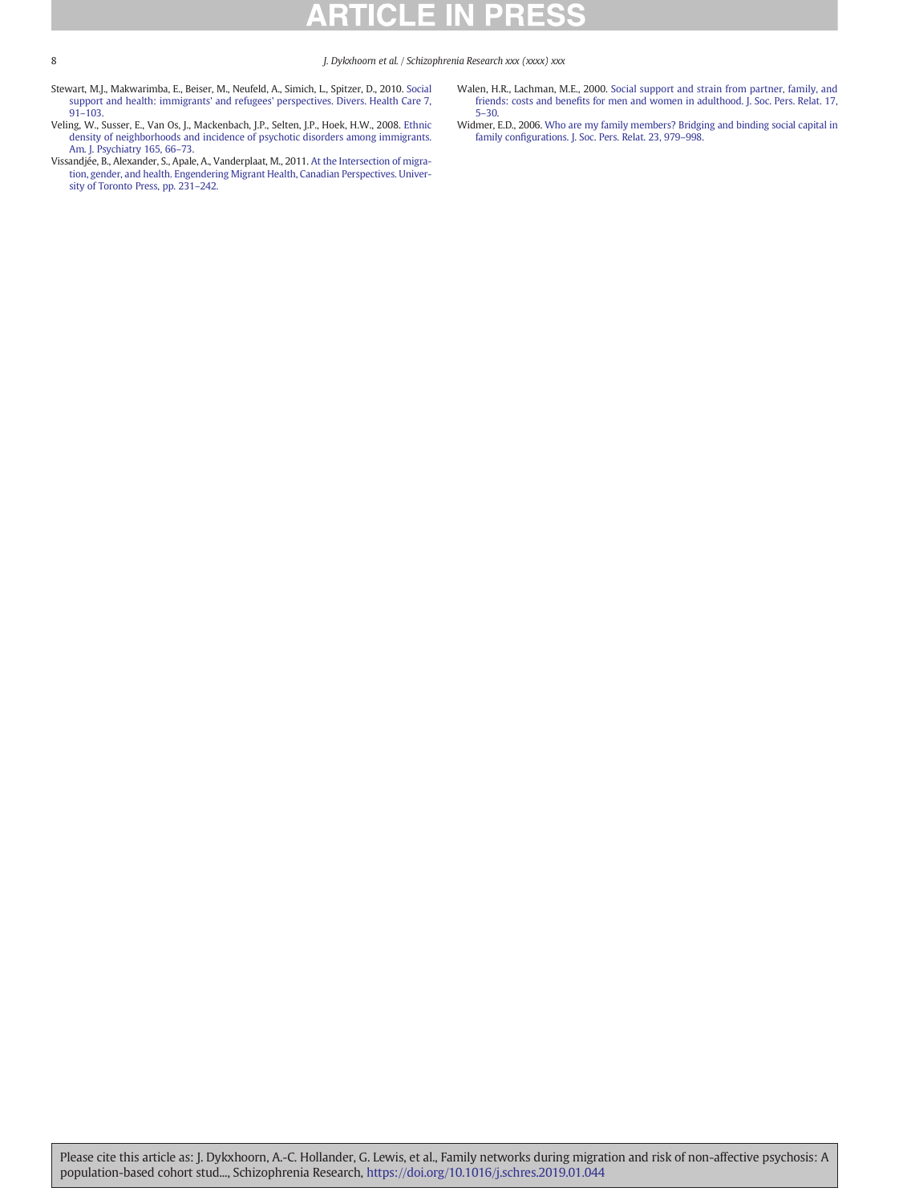Stewart, M.J., Makwarimba, E., Beiser, M., Neufeld, A., Simich, L., Spitzer, D., 2010. Social support and health: immigrants' and refugees' perspectives. Divers. Health Care 7, 91–103.

Veling, W., Susser, E., Van Os, J., Mackenbach, J.P., Selten, J.P., Hoek, H.W., 2008. Ethnic density of neighborhoods and incidence of psychotic disorders among immigrants. Am. J. Psychiatry 165, 66–73.

Vissandjée, B., Alexander, S., Apale, A., Vanderplaat, M., 2011. At the Intersection of migration, gender, and health. Engendering Migrant Health, Canadian Perspectives. University of Toronto Press, pp. 231–242.

Walen, H.R., Lachman, M.E., 2000. Social support and strain from partner, family, and friends: costs and benefits for men and women in adulthood. J. Soc. Pers. Relat. 17, 5–30.

Widmer, E.D., 2006. Who are my family members? Bridging and binding social capital in family configurations. J. Soc. Pers. Relat. 23, 979–998.

Please cite this article as: J. Dykxhoorn, A.-C. Hollander, G. Lewis, et al., Family networks during migration and risk of non-affective psychosis: A population-based cohort stud..., Schizophrenia Research, https://doi.org/10.1016/j.schres.2019.01.044